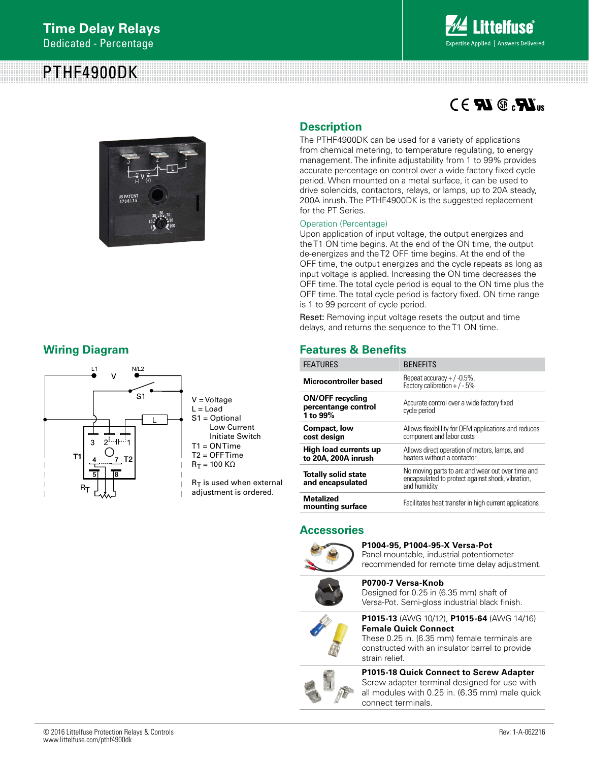# Time Delay Relays

Dedicated - Percentage

# PTHF4900DK

## Description

The PTHF4900DK can be used for a variety of applications from chemical metering, to temperature regulating, to energy management. The infinite adjustability from 1 to 99% provides accurate percentage on control over a wide factory fixed cycle period. When mounted on a metal surface, it can be used to drive solenoids, contactors, relays, or lamps, up to 20A steady, 200A inrush. The PTHF4900DK is the suggested replacement for the PT Series.

### Operation (Percentage)

Upon application of input voltage, the output energizes and the T1 ON time begins. At the end of the ON time, the output de-energizes and the T2 OFF time begins. At the end of the OFF time, the output energizes and the cycle repeats as long as input voltage is applied. Increasing the ON time decreases the OFF time. The total cycle period is equal to the ON time plus the OFF time. The total cycle period is factory fixed. ON time range is 1 to 99 percent of cycle period.

Reset: Removing input voltage resets the output and time delays, and returns the sequence to the T1 ON time.

## Wiring Diagram

V = Voltage
L = Load
S1 = Optional Low Current Initiate Switch
T1 = ON Time
T2 = OFF Time
$R_T$ = 100 KΩ

$R_T$ is used when external adjustment is ordered.

## Features & Benefits

| FEATURES | BENEFITS |
|---|---|
| **Microcontroller based** | Repeat accuracy + / -0.5%, Factory calibration + / - 5% |
| **ON/OFF recycling percentange control 1 to 99%** | Accurate control over a wide factory fixed cycle period |
| **Compact, low cost design** | Allows flexiblility for OEM applications and reduces component and labor costs |
| **High load currents up to 20A, 200A inrush** | Allows direct operation of motors, lamps, and heaters without a contactor |
| **Totally solid state and encapsulated** | No moving parts to arc and wear out over time and encapsulated to protect against shock, vibration, and humidity |
| **Metalized mounting surface** | Facilitates heat transfer in high current applications |

## Accessories

**P1004-95, P1004-95-X Versa-Pot**
Panel mountable, industrial potentiometer recommended for remote time delay adjustment.

**P0700-7 Versa-Knob**
Designed for 0.25 in (6.35 mm) shaft of Versa-Pot. Semi-gloss industrial black finish.

**P1015-13** (AWG 10/12), **P1015-64** (AWG 14/16)
**Female Quick Connect**
These 0.25 in. (6.35 mm) female terminals are constructed with an insulator barrel to provide strain relief.

**P1015-18 Quick Connect to Screw Adapter**
Screw adapter terminal designed for use with all modules with 0.25 in. (6.35 mm) male quick connect terminals.

© 2016 Littelfuse Protection Relays & Controls
www.littelfuse.com/pthf4900dk

Rev: 1-A-062216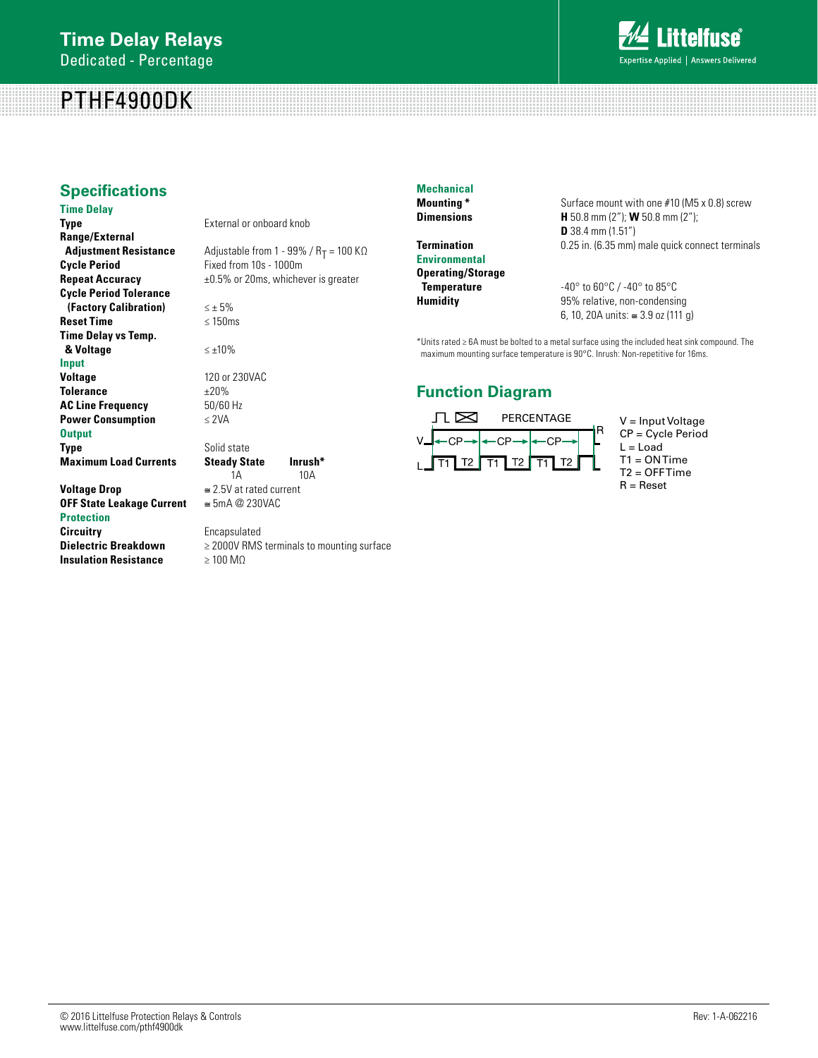# Time Delay Relays
Dedicated - Percentage

# PTHF4900DK

## Specifications

**Time Delay**

| | |
|---|---|
| **Type** | External or onboard knob |
| **Range/External Adjustment Resistance** | Adjustable from 1 - 99% / $R_T$ = 100 KΩ |
| **Cycle Period** | Fixed from 10s - 1000m |
| **Repeat Accuracy** | ±0.5% or 20ms, whichever is greater |
| **Cycle Period Tolerance (Factory Calibration)** | ≤ ± 5% |
| **Reset Time** | ≤ 150ms |
| **Time Delay vs Temp. & Voltage** | ≤ ±10% |

**Input**

| | |
|---|---|
| **Voltage** | 120 or 230VAC |
| **Tolerance** | ±20% |
| **AC Line Frequency** | 50/60 Hz |
| **Power Consumption** | ≤ 2VA |

**Output**

| | | |
|---|---|---|
| **Type** | Solid state | |
| **Maximum Load Currents** | **Steady State** | **Inrush*** |
| | 1A | 10A |
| **Voltage Drop** | ≅ 2.5V at rated current | |
| **OFF State Leakage Current** | ≅ 5mA @ 230VAC | |

**Protection**

| | |
|---|---|
| **Circuitry** | Encapsulated |
| **Dielectric Breakdown** | ≥ 2000V RMS terminals to mounting surface |
| **Insulation Resistance** | ≥ 100 MΩ |

**Mechanical**

| | |
|---|---|
| **Mounting *** | Surface mount with one #10 (M5 x 0.8) screw |
| **Dimensions** | **H** 50.8 mm (2"); **W** 50.8 mm (2"); **D** 38.4 mm (1.51") |
| **Termination** | 0.25 in. (6.35 mm) male quick connect terminals |

**Environmental**

| | |
|---|---|
| **Operating/Storage Temperature** | -40° to 60°C / -40° to 85°C |
| **Humidity** | 95% relative, non-condensing |
| | 6, 10, 20A units: ≅ 3.9 oz (111 g) |

*Units rated ≥ 6A must be bolted to a metal surface using the included heat sink compound. The maximum mounting surface temperature is 90°C. Inrush: Non-repetitive for 16ms.

## Function Diagram

PERCENTAGE

V
L
CP CP CP
T1 T2 T1 T2 T1 T2
R

V = Input Voltage
CP = Cycle Period
L = Load
T1 = ON Time
T2 = OFF Time
R = Reset

© 2016 Littelfuse Protection Relays & Controls
www.littelfuse.com/pthf4900dk

Rev: 1-A-062216